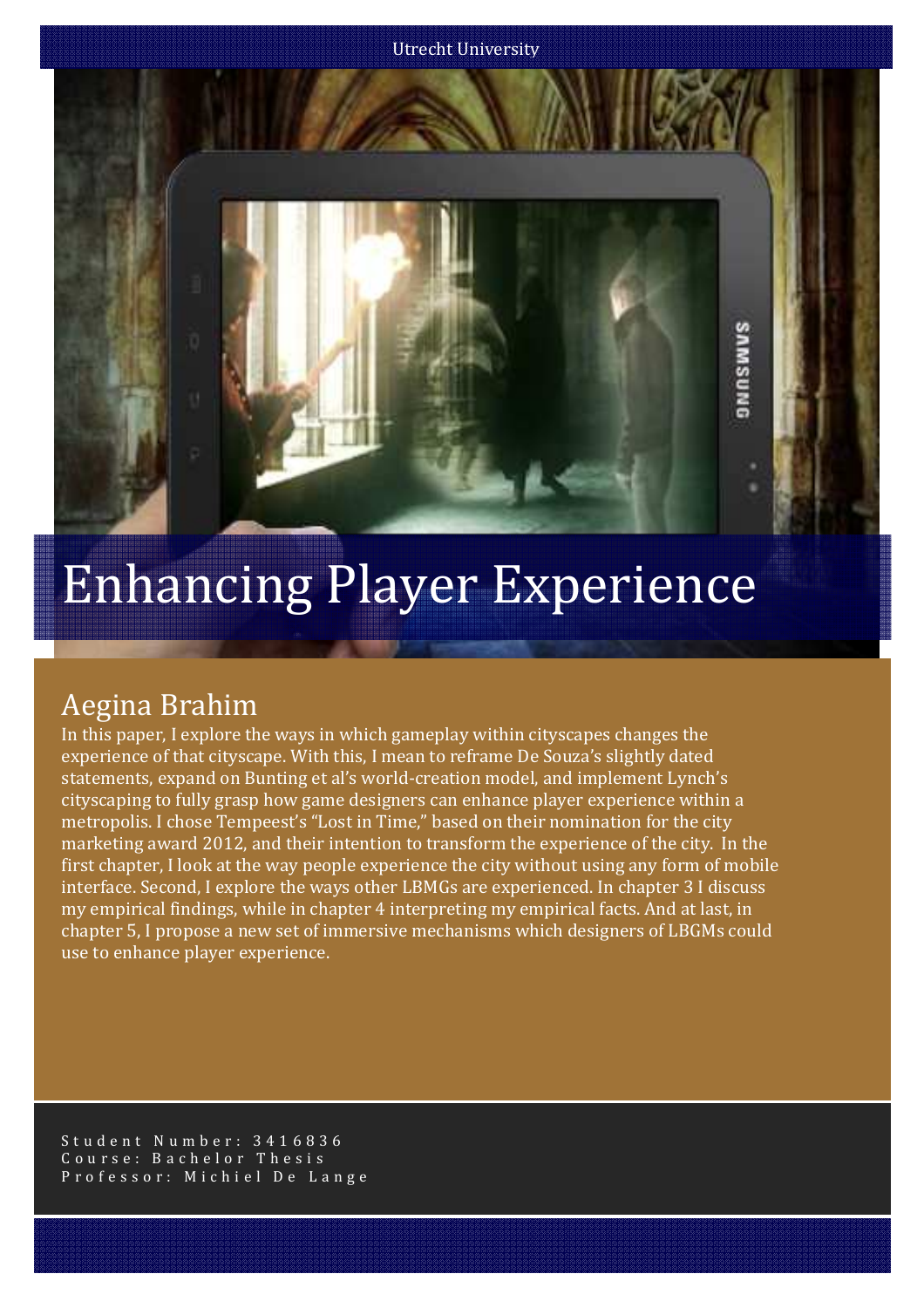Utrecht University

# Enhancing Player Experience

## Aegina Brahim

In this paper, I explore the ways in which gameplay within cityscapes changes the experience of that cityscape. With this, I mean to reframe De Souza's slightly dated statements, expand on Bunting et al's world-creation model, and implement Lynch's cityscaping to fully grasp how game designers can enhance player experience within a metropolis. I chose Tempeest's "Lost in Time," based on their nomination for the city marketing award 2012, and their intention to transform the experience of the city. In the first chapter, I look at the way people experience the city without using any form of mobile interface. Second, I explore the ways other LBMGs are experienced. In chapter 3 I discuss my empirical findings, while in chapter 4 interpreting my empirical facts. And at last, in chapter 5, I propose a new set of immersive mechanisms which designers of LBGMs could use to enhance player experience.

Student Number: 3416836
Course: Bachelor Thesis
Professor: Michiel De Lange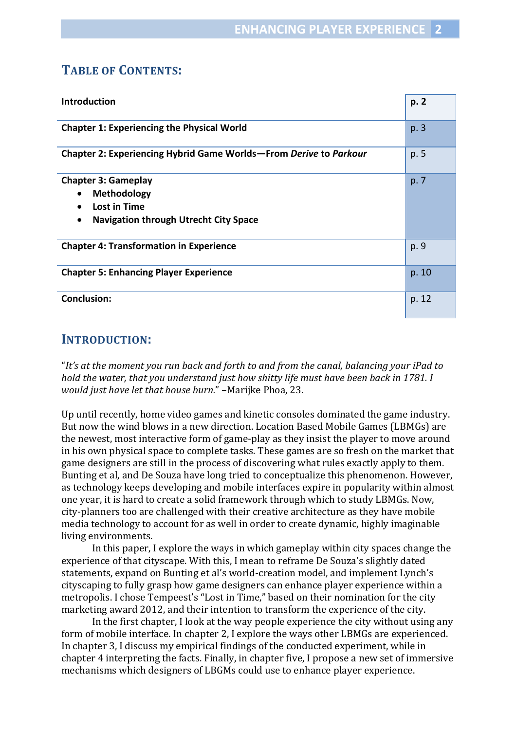## TABLE OF CONTENTS:

| | |
|---|---|
| **Introduction** | **p. 2** |
| **Chapter 1: Experiencing the Physical World** | p. 3 |
| **Chapter 2: Experiencing Hybrid Game Worlds—From *Derive* to *Parkour*** | p. 5 |
| **Chapter 3: Gameplay**<br>• **Methodology**<br>• **Lost in Time**<br>• **Navigation through Utrecht City Space** | p. 7 |
| **Chapter 4: Transformation in Experience** | p. 9 |
| **Chapter 5: Enhancing Player Experience** | p. 10 |
| **Conclusion:** | p. 12 |

## INTRODUCTION:

"*It's at the moment you run back and forth to and from the canal, balancing your iPad to hold the water, that you understand just how shitty life must have been back in 1781. I would just have let that house burn.*" –Marijke Phoa, 23.

Up until recently, home video games and kinetic consoles dominated the game industry. But now the wind blows in a new direction. Location Based Mobile Games (LBMGs) are the newest, most interactive form of game-play as they insist the player to move around in his own physical space to complete tasks. These games are so fresh on the market that game designers are still in the process of discovering what rules exactly apply to them. Bunting et al, and De Souza have long tried to conceptualize this phenomenon. However, as technology keeps developing and mobile interfaces expire in popularity within almost one year, it is hard to create a solid framework through which to study LBMGs. Now, city-planners too are challenged with their creative architecture as they have mobile media technology to account for as well in order to create dynamic, highly imaginable living environments.

In this paper, I explore the ways in which gameplay within city spaces change the experience of that cityscape. With this, I mean to reframe De Souza's slightly dated statements, expand on Bunting et al's world-creation model, and implement Lynch's cityscaping to fully grasp how game designers can enhance player experience within a metropolis. I chose Tempeest's "Lost in Time," based on their nomination for the city marketing award 2012, and their intention to transform the experience of the city.

In the first chapter, I look at the way people experience the city without using any form of mobile interface. In chapter 2, I explore the ways other LBMGs are experienced. In chapter 3, I discuss my empirical findings of the conducted experiment, while in chapter 4 interpreting the facts. Finally, in chapter five, I propose a new set of immersive mechanisms which designers of LBGMs could use to enhance player experience.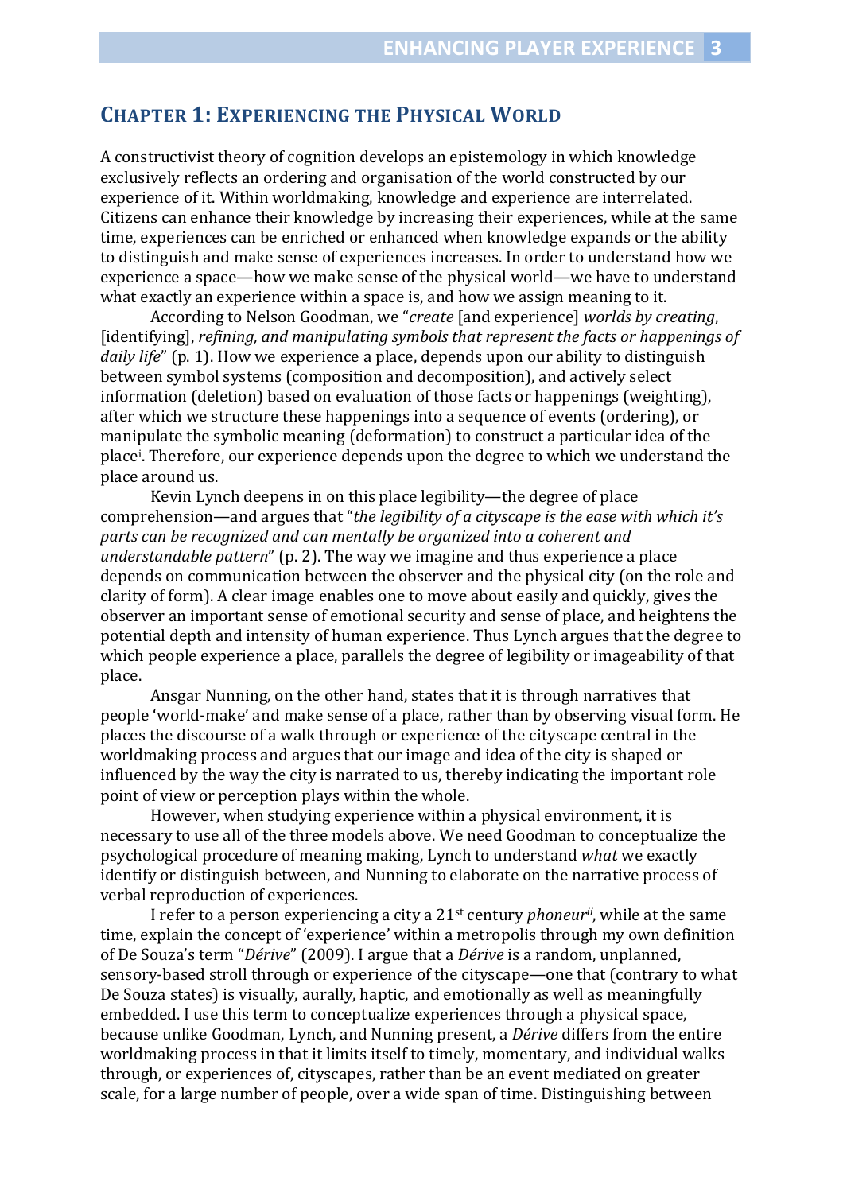## Chapter 1: Experiencing the Physical World

A constructivist theory of cognition develops an epistemology in which knowledge exclusively reflects an ordering and organisation of the world constructed by our experience of it. Within worldmaking, knowledge and experience are interrelated. Citizens can enhance their knowledge by increasing their experiences, while at the same time, experiences can be enriched or enhanced when knowledge expands or the ability to distinguish and make sense of experiences increases. In order to understand how we experience a space—how we make sense of the physical world—we have to understand what exactly an experience within a space is, and how we assign meaning to it.

According to Nelson Goodman, we "*create* [and experience] *worlds by creating*, [identifying], *refining, and manipulating symbols that represent the facts or happenings of daily life*" (p. 1). How we experience a place, depends upon our ability to distinguish between symbol systems (composition and decomposition), and actively select information (deletion) based on evaluation of those facts or happenings (weighting), after which we structure these happenings into a sequence of events (ordering), or manipulate the symbolic meaning (deformation) to construct a particular idea of the place[i]. Therefore, our experience depends upon the degree to which we understand the place around us.

Kevin Lynch deepens in on this place legibility—the degree of place comprehension—and argues that "*the legibility of a cityscape is the ease with which it's parts can be recognized and can mentally be organized into a coherent and understandable pattern*" (p. 2). The way we imagine and thus experience a place depends on communication between the observer and the physical city (on the role and clarity of form). A clear image enables one to move about easily and quickly, gives the observer an important sense of emotional security and sense of place, and heightens the potential depth and intensity of human experience. Thus Lynch argues that the degree to which people experience a place, parallels the degree of legibility or imageability of that place.

Ansgar Nunning, on the other hand, states that it is through narratives that people 'world-make' and make sense of a place, rather than by observing visual form. He places the discourse of a walk through or experience of the cityscape central in the worldmaking process and argues that our image and idea of the city is shaped or influenced by the way the city is narrated to us, thereby indicating the important role point of view or perception plays within the whole.

However, when studying experience within a physical environment, it is necessary to use all of the three models above. We need Goodman to conceptualize the psychological procedure of meaning making, Lynch to understand *what* we exactly identify or distinguish between, and Nunning to elaborate on the narrative process of verbal reproduction of experiences.

I refer to a person experiencing a city a 21st century *phoneur*[ii], while at the same time, explain the concept of 'experience' within a metropolis through my own definition of De Souza's term "*Dérive*" (2009). I argue that a *Dérive* is a random, unplanned, sensory-based stroll through or experience of the cityscape—one that (contrary to what De Souza states) is visually, aurally, haptic, and emotionally as well as meaningfully embedded. I use this term to conceptualize experiences through a physical space, because unlike Goodman, Lynch, and Nunning present, a *Dérive* differs from the entire worldmaking process in that it limits itself to timely, momentary, and individual walks through, or experiences of, cityscapes, rather than be an event mediated on greater scale, for a large number of people, over a wide span of time. Distinguishing between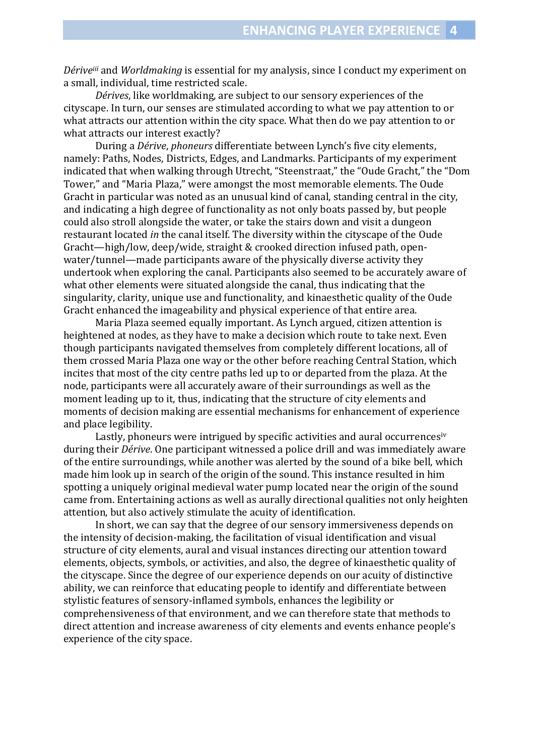*Dérive*[iii] and *Worldmaking* is essential for my analysis, since I conduct my experiment on a small, individual, time restricted scale.

*Dérives*, like worldmaking, are subject to our sensory experiences of the cityscape. In turn, our senses are stimulated according to what we pay attention to or what attracts our attention within the city space. What then do we pay attention to or what attracts our interest exactly?

During a *Dérive*, *phoneurs* differentiate between Lynch's five city elements, namely: Paths, Nodes, Districts, Edges, and Landmarks. Participants of my experiment indicated that when walking through Utrecht, "Steenstraat," the "Oude Gracht," the "Dom Tower," and "Maria Plaza," were amongst the most memorable elements. The Oude Gracht in particular was noted as an unusual kind of canal, standing central in the city, and indicating a high degree of functionality as not only boats passed by, but people could also stroll alongside the water, or take the stairs down and visit a dungeon restaurant located *in* the canal itself. The diversity within the cityscape of the Oude Gracht—high/low, deep/wide, straight & crooked direction infused path, open-water/tunnel—made participants aware of the physically diverse activity they undertook when exploring the canal. Participants also seemed to be accurately aware of what other elements were situated alongside the canal, thus indicating that the singularity, clarity, unique use and functionality, and kinaesthetic quality of the Oude Gracht enhanced the imageability and physical experience of that entire area.

Maria Plaza seemed equally important. As Lynch argued, citizen attention is heightened at nodes, as they have to make a decision which route to take next. Even though participants navigated themselves from completely different locations, all of them crossed Maria Plaza one way or the other before reaching Central Station, which incites that most of the city centre paths led up to or departed from the plaza. At the node, participants were all accurately aware of their surroundings as well as the moment leading up to it, thus, indicating that the structure of city elements and moments of decision making are essential mechanisms for enhancement of experience and place legibility.

Lastly, phoneurs were intrigued by specific activities and aural occurrences[iv] during their *Dérive*. One participant witnessed a police drill and was immediately aware of the entire surroundings, while another was alerted by the sound of a bike bell, which made him look up in search of the origin of the sound. This instance resulted in him spotting a uniquely original medieval water pump located near the origin of the sound came from. Entertaining actions as well as aurally directional qualities not only heighten attention, but also actively stimulate the acuity of identification.

In short, we can say that the degree of our sensory immersiveness depends on the intensity of decision-making, the facilitation of visual identification and visual structure of city elements, aural and visual instances directing our attention toward elements, objects, symbols, or activities, and also, the degree of kinaesthetic quality of the cityscape. Since the degree of our experience depends on our acuity of distinctive ability, we can reinforce that educating people to identify and differentiate between stylistic features of sensory-inflamed symbols, enhances the legibility or comprehensiveness of that environment, and we can therefore state that methods to direct attention and increase awareness of city elements and events enhance people's experience of the city space.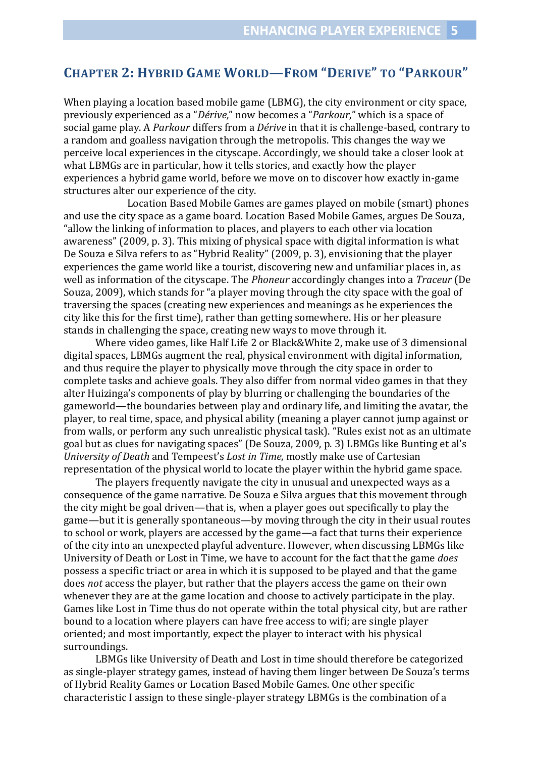## CHAPTER 2: HYBRID GAME WORLD—FROM "DERIVE" TO "PARKOUR"

When playing a location based mobile game (LBMG), the city environment or city space, previously experienced as a "*Dérive*," now becomes a "*Parkour*," which is a space of social game play. A *Parkour* differs from a *Dérive* in that it is challenge-based, contrary to a random and goalless navigation through the metropolis. This changes the way we perceive local experiences in the cityscape. Accordingly, we should take a closer look at what LBMGs are in particular, how it tells stories, and exactly how the player experiences a hybrid game world, before we move on to discover how exactly in-game structures alter our experience of the city.

Location Based Mobile Games are games played on mobile (smart) phones and use the city space as a game board. Location Based Mobile Games, argues De Souza, "allow the linking of information to places, and players to each other via location awareness" (2009, p. 3). This mixing of physical space with digital information is what De Souza e Silva refers to as "Hybrid Reality" (2009, p. 3), envisioning that the player experiences the game world like a tourist, discovering new and unfamiliar places in, as well as information of the cityscape. The *Phoneur* accordingly changes into a *Traceur* (De Souza, 2009), which stands for "a player moving through the city space with the goal of traversing the spaces (creating new experiences and meanings as he experiences the city like this for the first time), rather than getting somewhere. His or her pleasure stands in challenging the space, creating new ways to move through it.

Where video games, like Half Life 2 or Black&White 2, make use of 3 dimensional digital spaces, LBMGs augment the real, physical environment with digital information, and thus require the player to physically move through the city space in order to complete tasks and achieve goals. They also differ from normal video games in that they alter Huizinga's components of play by blurring or challenging the boundaries of the gameworld—the boundaries between play and ordinary life, and limiting the avatar, the player, to real time, space, and physical ability (meaning a player cannot jump against or from walls, or perform any such unrealistic physical task). "Rules exist not as an ultimate goal but as clues for navigating spaces" (De Souza, 2009, p. 3) LBMGs like Bunting et al's *University of Death* and Tempeest's *Lost in Time*, mostly make use of Cartesian representation of the physical world to locate the player within the hybrid game space.

The players frequently navigate the city in unusual and unexpected ways as a consequence of the game narrative. De Souza e Silva argues that this movement through the city might be goal driven—that is, when a player goes out specifically to play the game—but it is generally spontaneous—by moving through the city in their usual routes to school or work, players are accessed by the game—a fact that turns their experience of the city into an unexpected playful adventure. However, when discussing LBMGs like University of Death or Lost in Time, we have to account for the fact that the game *does* possess a specific triact or area in which it is supposed to be played and that the game does *not* access the player, but rather that the players access the game on their own whenever they are at the game location and choose to actively participate in the play. Games like Lost in Time thus do not operate within the total physical city, but are rather bound to a location where players can have free access to wifi; are single player oriented; and most importantly, expect the player to interact with his physical surroundings.

LBMGs like University of Death and Lost in time should therefore be categorized as single-player strategy games, instead of having them linger between De Souza's terms of Hybrid Reality Games or Location Based Mobile Games. One other specific characteristic I assign to these single-player strategy LBMGs is the combination of a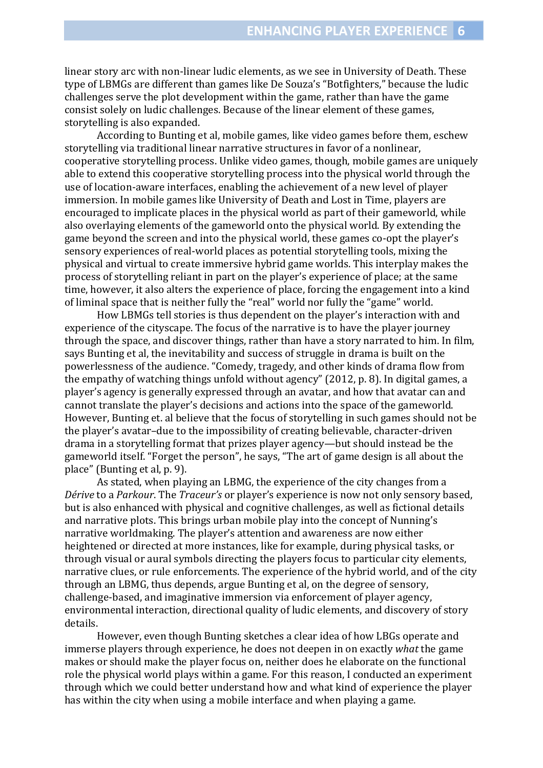linear story arc with non-linear ludic elements, as we see in University of Death. These type of LBMGs are different than games like De Souza's "Botfighters," because the ludic challenges serve the plot development within the game, rather than have the game consist solely on ludic challenges. Because of the linear element of these games, storytelling is also expanded.

According to Bunting et al, mobile games, like video games before them, eschew storytelling via traditional linear narrative structures in favor of a nonlinear, cooperative storytelling process. Unlike video games, though, mobile games are uniquely able to extend this cooperative storytelling process into the physical world through the use of location-aware interfaces, enabling the achievement of a new level of player immersion. In mobile games like University of Death and Lost in Time, players are encouraged to implicate places in the physical world as part of their gameworld, while also overlaying elements of the gameworld onto the physical world. By extending the game beyond the screen and into the physical world, these games co-opt the player's sensory experiences of real-world places as potential storytelling tools, mixing the physical and virtual to create immersive hybrid game worlds. This interplay makes the process of storytelling reliant in part on the player's experience of place; at the same time, however, it also alters the experience of place, forcing the engagement into a kind of liminal space that is neither fully the "real" world nor fully the "game" world.

How LBMGs tell stories is thus dependent on the player's interaction with and experience of the cityscape. The focus of the narrative is to have the player journey through the space, and discover things, rather than have a story narrated to him. In film, says Bunting et al, the inevitability and success of struggle in drama is built on the powerlessness of the audience. "Comedy, tragedy, and other kinds of drama flow from the empathy of watching things unfold without agency" (2012, p. 8). In digital games, a player's agency is generally expressed through an avatar, and how that avatar can and cannot translate the player's decisions and actions into the space of the gameworld. However, Bunting et. al believe that the focus of storytelling in such games should not be the player's avatar–due to the impossibility of creating believable, character-driven drama in a storytelling format that prizes player agency—but should instead be the gameworld itself. "Forget the person", he says, "The art of game design is all about the place" (Bunting et al, p. 9).

As stated, when playing an LBMG, the experience of the city changes from a *Dérive* to a *Parkour*. The *Traceur's* or player's experience is now not only sensory based, but is also enhanced with physical and cognitive challenges, as well as fictional details and narrative plots. This brings urban mobile play into the concept of Nunning's narrative worldmaking. The player's attention and awareness are now either heightened or directed at more instances, like for example, during physical tasks, or through visual or aural symbols directing the players focus to particular city elements, narrative clues, or rule enforcements. The experience of the hybrid world, and of the city through an LBMG, thus depends, argue Bunting et al, on the degree of sensory, challenge-based, and imaginative immersion via enforcement of player agency, environmental interaction, directional quality of ludic elements, and discovery of story details.

However, even though Bunting sketches a clear idea of how LBGs operate and immerse players through experience, he does not deepen in on exactly *what* the game makes or should make the player focus on, neither does he elaborate on the functional role the physical world plays within a game. For this reason, I conducted an experiment through which we could better understand how and what kind of experience the player has within the city when using a mobile interface and when playing a game.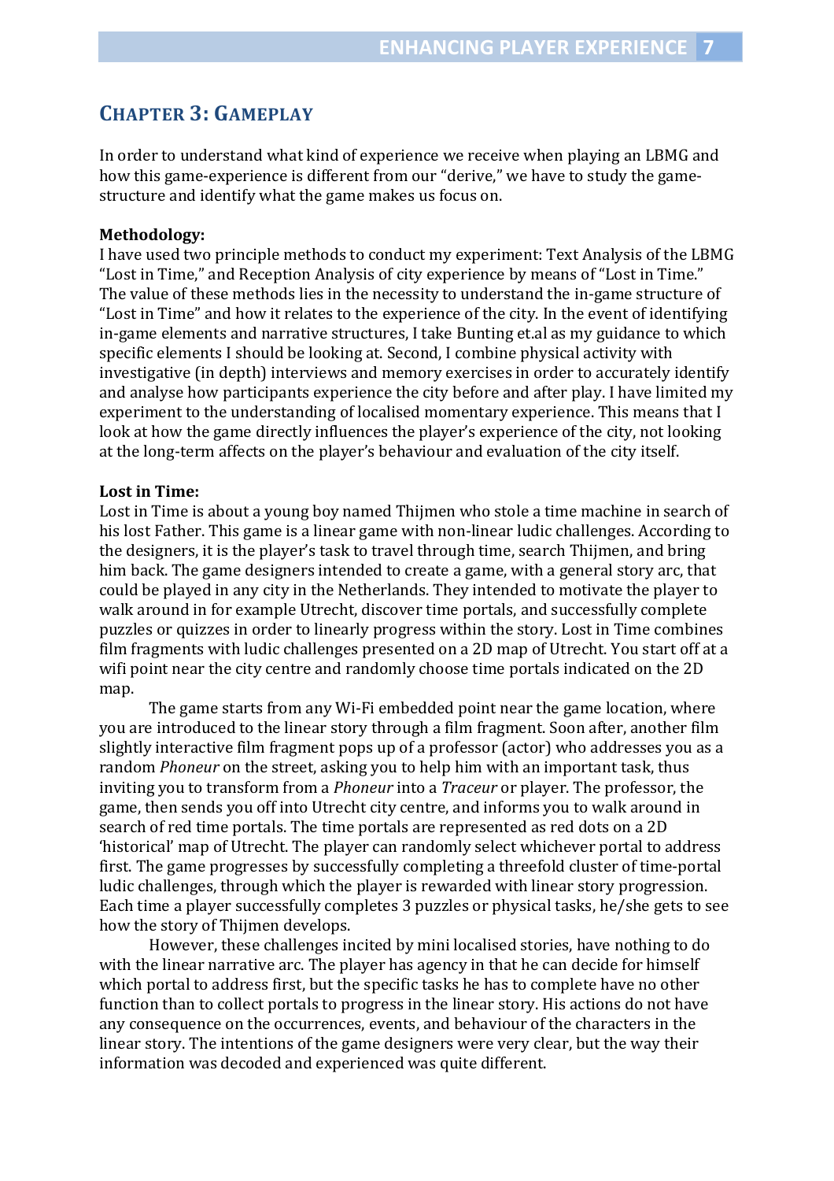## CHAPTER 3: GAMEPLAY

In order to understand what kind of experience we receive when playing an LBMG and how this game-experience is different from our "derive," we have to study the game-structure and identify what the game makes us focus on.

**Methodology:**
I have used two principle methods to conduct my experiment: Text Analysis of the LBMG "Lost in Time," and Reception Analysis of city experience by means of "Lost in Time." The value of these methods lies in the necessity to understand the in-game structure of "Lost in Time" and how it relates to the experience of the city. In the event of identifying in-game elements and narrative structures, I take Bunting et.al as my guidance to which specific elements I should be looking at. Second, I combine physical activity with investigative (in depth) interviews and memory exercises in order to accurately identify and analyse how participants experience the city before and after play. I have limited my experiment to the understanding of localised momentary experience. This means that I look at how the game directly influences the player's experience of the city, not looking at the long-term affects on the player's behaviour and evaluation of the city itself.

**Lost in Time:**
Lost in Time is about a young boy named Thijmen who stole a time machine in search of his lost Father. This game is a linear game with non-linear ludic challenges. According to the designers, it is the player's task to travel through time, search Thijmen, and bring him back. The game designers intended to create a game, with a general story arc, that could be played in any city in the Netherlands. They intended to motivate the player to walk around in for example Utrecht, discover time portals, and successfully complete puzzles or quizzes in order to linearly progress within the story. Lost in Time combines film fragments with ludic challenges presented on a 2D map of Utrecht. You start off at a wifi point near the city centre and randomly choose time portals indicated on the 2D map.

The game starts from any Wi-Fi embedded point near the game location, where you are introduced to the linear story through a film fragment. Soon after, another film slightly interactive film fragment pops up of a professor (actor) who addresses you as a random *Phoneur* on the street, asking you to help him with an important task, thus inviting you to transform from a *Phoneur* into a *Traceur* or player. The professor, the game, then sends you off into Utrecht city centre, and informs you to walk around in search of red time portals. The time portals are represented as red dots on a 2D 'historical' map of Utrecht. The player can randomly select whichever portal to address first. The game progresses by successfully completing a threefold cluster of time-portal ludic challenges, through which the player is rewarded with linear story progression. Each time a player successfully completes 3 puzzles or physical tasks, he/she gets to see how the story of Thijmen develops.

However, these challenges incited by mini localised stories, have nothing to do with the linear narrative arc. The player has agency in that he can decide for himself which portal to address first, but the specific tasks he has to complete have no other function than to collect portals to progress in the linear story. His actions do not have any consequence on the occurrences, events, and behaviour of the characters in the linear story. The intentions of the game designers were very clear, but the way their information was decoded and experienced was quite different.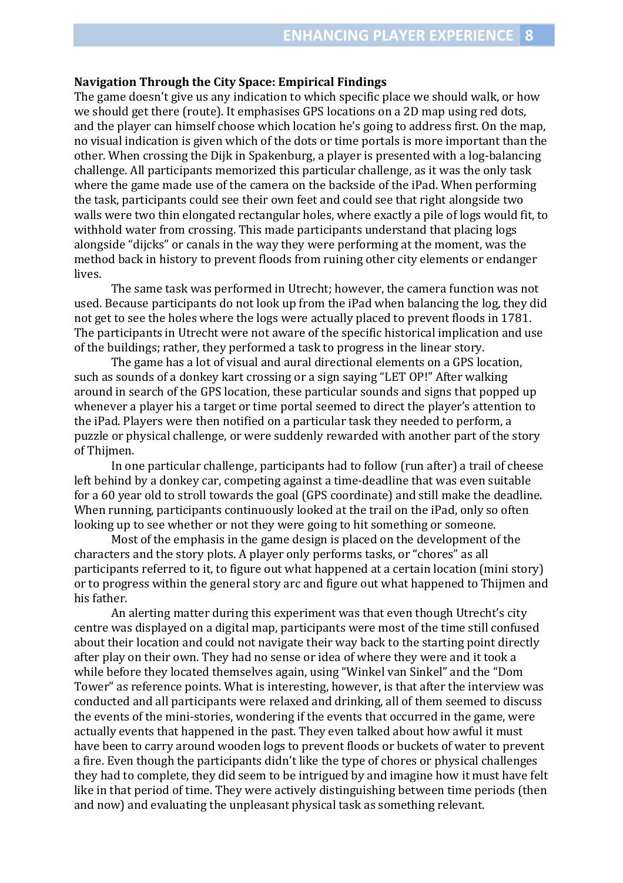**Navigation Through the City Space: Empirical Findings**

The game doesn't give us any indication to which specific place we should walk, or how we should get there (route). It emphasises GPS locations on a 2D map using red dots, and the player can himself choose which location he's going to address first. On the map, no visual indication is given which of the dots or time portals is more important than the other. When crossing the Dijk in Spakenburg, a player is presented with a log-balancing challenge. All participants memorized this particular challenge, as it was the only task where the game made use of the camera on the backside of the iPad. When performing the task, participants could see their own feet and could see that right alongside two walls were two thin elongated rectangular holes, where exactly a pile of logs would fit, to withhold water from crossing. This made participants understand that placing logs alongside "dijcks" or canals in the way they were performing at the moment, was the method back in history to prevent floods from ruining other city elements or endanger lives.

The same task was performed in Utrecht; however, the camera function was not used. Because participants do not look up from the iPad when balancing the log, they did not get to see the holes where the logs were actually placed to prevent floods in 1781. The participants in Utrecht were not aware of the specific historical implication and use of the buildings; rather, they performed a task to progress in the linear story.

The game has a lot of visual and aural directional elements on a GPS location, such as sounds of a donkey kart crossing or a sign saying "LET OP!" After walking around in search of the GPS location, these particular sounds and signs that popped up whenever a player his a target or time portal seemed to direct the player's attention to the iPad. Players were then notified on a particular task they needed to perform, a puzzle or physical challenge, or were suddenly rewarded with another part of the story of Thijmen.

In one particular challenge, participants had to follow (run after) a trail of cheese left behind by a donkey car, competing against a time-deadline that was even suitable for a 60 year old to stroll towards the goal (GPS coordinate) and still make the deadline. When running, participants continuously looked at the trail on the iPad, only so often looking up to see whether or not they were going to hit something or someone.

Most of the emphasis in the game design is placed on the development of the characters and the story plots. A player only performs tasks, or "chores" as all participants referred to it, to figure out what happened at a certain location (mini story) or to progress within the general story arc and figure out what happened to Thijmen and his father.

An alerting matter during this experiment was that even though Utrecht's city centre was displayed on a digital map, participants were most of the time still confused about their location and could not navigate their way back to the starting point directly after play on their own. They had no sense or idea of where they were and it took a while before they located themselves again, using "Winkel van Sinkel" and the "Dom Tower" as reference points. What is interesting, however, is that after the interview was conducted and all participants were relaxed and drinking, all of them seemed to discuss the events of the mini-stories, wondering if the events that occurred in the game, were actually events that happened in the past. They even talked about how awful it must have been to carry around wooden logs to prevent floods or buckets of water to prevent a fire. Even though the participants didn't like the type of chores or physical challenges they had to complete, they did seem to be intrigued by and imagine how it must have felt like in that period of time. They were actively distinguishing between time periods (then and now) and evaluating the unpleasant physical task as something relevant.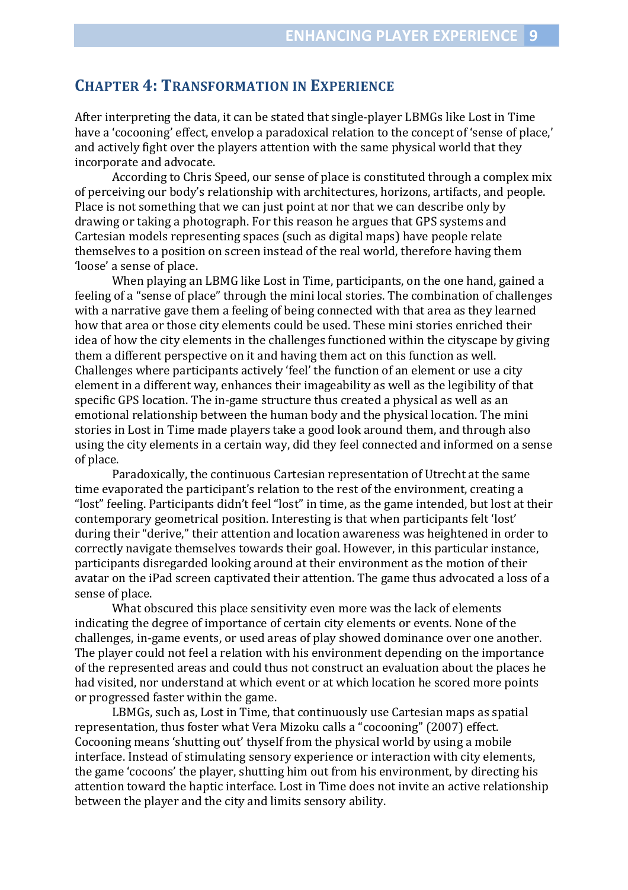## Chapter 4: Transformation in Experience

After interpreting the data, it can be stated that single-player LBMGs like Lost in Time have a 'cocooning' effect, envelop a paradoxical relation to the concept of 'sense of place,' and actively fight over the players attention with the same physical world that they incorporate and advocate.

According to Chris Speed, our sense of place is constituted through a complex mix of perceiving our body's relationship with architectures, horizons, artifacts, and people. Place is not something that we can just point at nor that we can describe only by drawing or taking a photograph. For this reason he argues that GPS systems and Cartesian models representing spaces (such as digital maps) have people relate themselves to a position on screen instead of the real world, therefore having them 'loose' a sense of place.

When playing an LBMG like Lost in Time, participants, on the one hand, gained a feeling of a "sense of place" through the mini local stories. The combination of challenges with a narrative gave them a feeling of being connected with that area as they learned how that area or those city elements could be used. These mini stories enriched their idea of how the city elements in the challenges functioned within the cityscape by giving them a different perspective on it and having them act on this function as well. Challenges where participants actively 'feel' the function of an element or use a city element in a different way, enhances their imageability as well as the legibility of that specific GPS location. The in-game structure thus created a physical as well as an emotional relationship between the human body and the physical location. The mini stories in Lost in Time made players take a good look around them, and through also using the city elements in a certain way, did they feel connected and informed on a sense of place.

Paradoxically, the continuous Cartesian representation of Utrecht at the same time evaporated the participant's relation to the rest of the environment, creating a "lost" feeling. Participants didn't feel "lost" in time, as the game intended, but lost at their contemporary geometrical position. Interesting is that when participants felt 'lost' during their "derive," their attention and location awareness was heightened in order to correctly navigate themselves towards their goal. However, in this particular instance, participants disregarded looking around at their environment as the motion of their avatar on the iPad screen captivated their attention. The game thus advocated a loss of a sense of place.

What obscured this place sensitivity even more was the lack of elements indicating the degree of importance of certain city elements or events. None of the challenges, in-game events, or used areas of play showed dominance over one another. The player could not feel a relation with his environment depending on the importance of the represented areas and could thus not construct an evaluation about the places he had visited, nor understand at which event or at which location he scored more points or progressed faster within the game.

LBMGs, such as, Lost in Time, that continuously use Cartesian maps as spatial representation, thus foster what Vera Mizoku calls a "cocooning" (2007) effect. Cocooning means 'shutting out' thyself from the physical world by using a mobile interface. Instead of stimulating sensory experience or interaction with city elements, the game 'cocoons' the player, shutting him out from his environment, by directing his attention toward the haptic interface. Lost in Time does not invite an active relationship between the player and the city and limits sensory ability.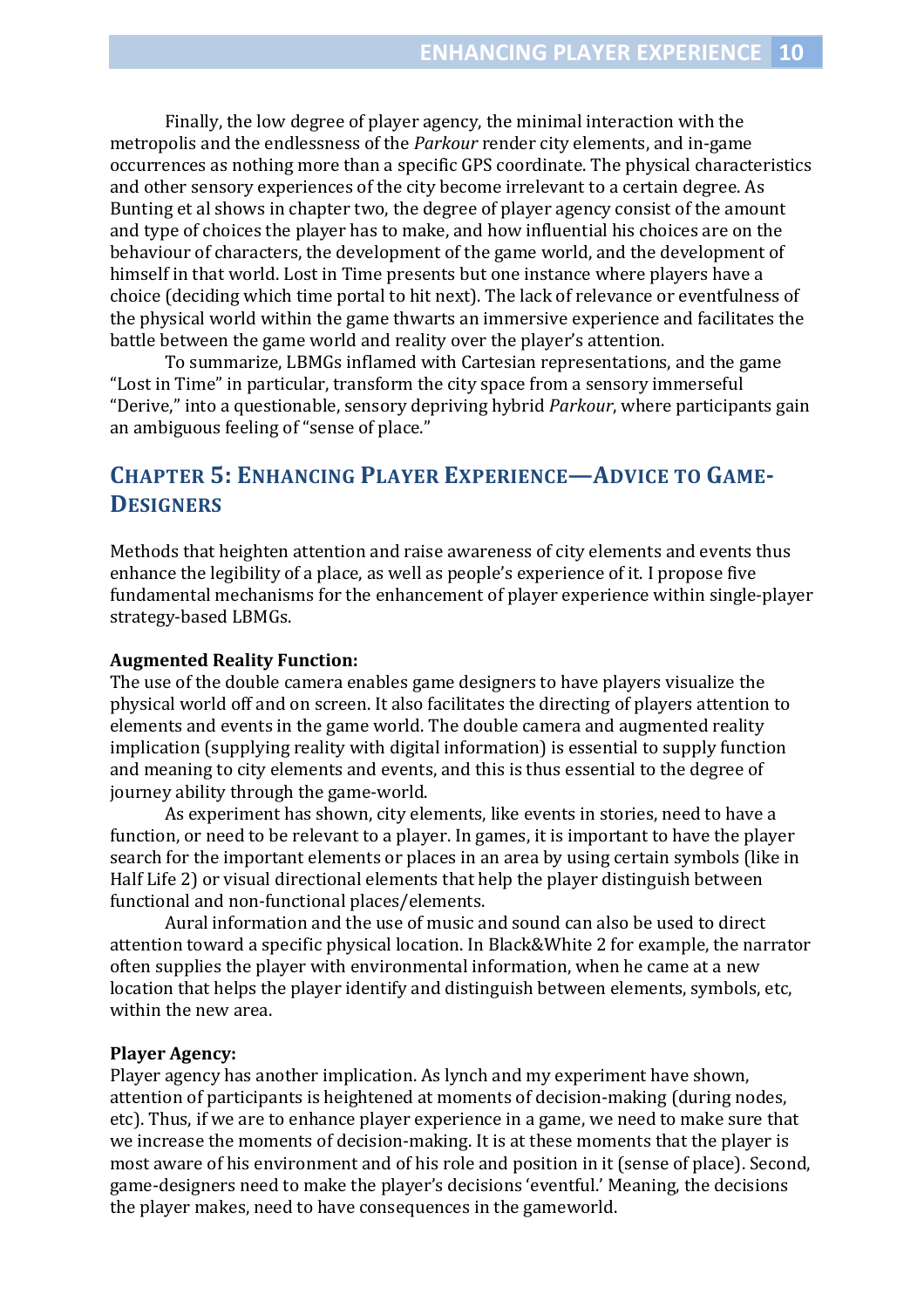Finally, the low degree of player agency, the minimal interaction with the metropolis and the endlessness of the *Parkour* render city elements, and in-game occurrences as nothing more than a specific GPS coordinate. The physical characteristics and other sensory experiences of the city become irrelevant to a certain degree. As Bunting et al shows in chapter two, the degree of player agency consist of the amount and type of choices the player has to make, and how influential his choices are on the behaviour of characters, the development of the game world, and the development of himself in that world. Lost in Time presents but one instance where players have a choice (deciding which time portal to hit next). The lack of relevance or eventfulness of the physical world within the game thwarts an immersive experience and facilitates the battle between the game world and reality over the player's attention.

To summarize, LBMGs inflamed with Cartesian representations, and the game "Lost in Time" in particular, transform the city space from a sensory immerseful "Derive," into a questionable, sensory depriving hybrid *Parkour*, where participants gain an ambiguous feeling of "sense of place."

## Chapter 5: Enhancing Player Experience—Advice to Game-Designers

Methods that heighten attention and raise awareness of city elements and events thus enhance the legibility of a place, as well as people's experience of it. I propose five fundamental mechanisms for the enhancement of player experience within single-player strategy-based LBMGs.

**Augmented Reality Function:**
The use of the double camera enables game designers to have players visualize the physical world off and on screen. It also facilitates the directing of players attention to elements and events in the game world. The double camera and augmented reality implication (supplying reality with digital information) is essential to supply function and meaning to city elements and events, and this is thus essential to the degree of journey ability through the game-world.

As experiment has shown, city elements, like events in stories, need to have a function, or need to be relevant to a player. In games, it is important to have the player search for the important elements or places in an area by using certain symbols (like in Half Life 2) or visual directional elements that help the player distinguish between functional and non-functional places/elements.

Aural information and the use of music and sound can also be used to direct attention toward a specific physical location. In Black&White 2 for example, the narrator often supplies the player with environmental information, when he came at a new location that helps the player identify and distinguish between elements, symbols, etc, within the new area.

**Player Agency:**
Player agency has another implication. As lynch and my experiment have shown, attention of participants is heightened at moments of decision-making (during nodes, etc). Thus, if we are to enhance player experience in a game, we need to make sure that we increase the moments of decision-making. It is at these moments that the player is most aware of his environment and of his role and position in it (sense of place). Second, game-designers need to make the player's decisions 'eventful.' Meaning, the decisions the player makes, need to have consequences in the gameworld.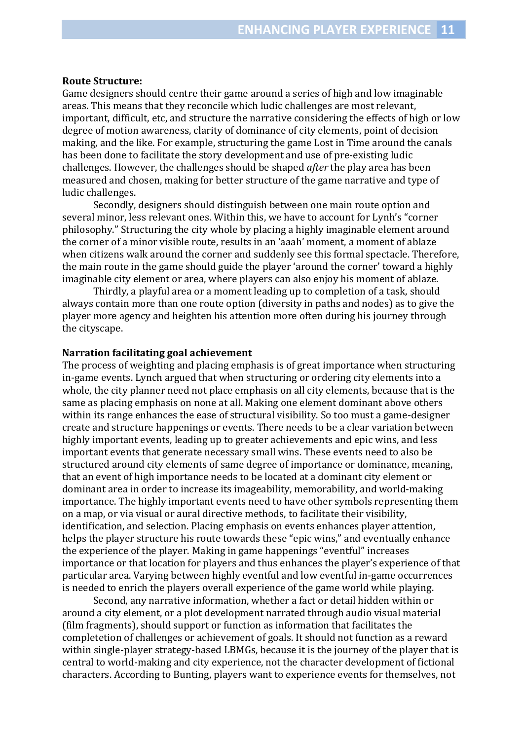**Route Structure:**

Game designers should centre their game around a series of high and low imaginable areas. This means that they reconcile which ludic challenges are most relevant, important, difficult, etc, and structure the narrative considering the effects of high or low degree of motion awareness, clarity of dominance of city elements, point of decision making, and the like. For example, structuring the game Lost in Time around the canals has been done to facilitate the story development and use of pre-existing ludic challenges. However, the challenges should be shaped *after* the play area has been measured and chosen, making for better structure of the game narrative and type of ludic challenges.

Secondly, designers should distinguish between one main route option and several minor, less relevant ones. Within this, we have to account for Lynh's "corner philosophy." Structuring the city whole by placing a highly imaginable element around the corner of a minor visible route, results in an 'aaah' moment, a moment of ablaze when citizens walk around the corner and suddenly see this formal spectacle. Therefore, the main route in the game should guide the player 'around the corner' toward a highly imaginable city element or area, where players can also enjoy his moment of ablaze.

Thirdly, a playful area or a moment leading up to completion of a task, should always contain more than one route option (diversity in paths and nodes) as to give the player more agency and heighten his attention more often during his journey through the cityscape.

**Narration facilitating goal achievement**

The process of weighting and placing emphasis is of great importance when structuring in-game events. Lynch argued that when structuring or ordering city elements into a whole, the city planner need not place emphasis on all city elements, because that is the same as placing emphasis on none at all. Making one element dominant above others within its range enhances the ease of structural visibility. So too must a game-designer create and structure happenings or events. There needs to be a clear variation between highly important events, leading up to greater achievements and epic wins, and less important events that generate necessary small wins. These events need to also be structured around city elements of same degree of importance or dominance, meaning, that an event of high importance needs to be located at a dominant city element or dominant area in order to increase its imageability, memorability, and world-making importance. The highly important events need to have other symbols representing them on a map, or via visual or aural directive methods, to facilitate their visibility, identification, and selection. Placing emphasis on events enhances player attention, helps the player structure his route towards these "epic wins," and eventually enhance the experience of the player. Making in game happenings "eventful" increases importance or that location for players and thus enhances the player's experience of that particular area. Varying between highly eventful and low eventful in-game occurrences is needed to enrich the players overall experience of the game world while playing.

Second, any narrative information, whether a fact or detail hidden within or around a city element, or a plot development narrated through audio visual material (film fragments), should support or function as information that facilitates the completetion of challenges or achievement of goals. It should not function as a reward within single-player strategy-based LBMGs, because it is the journey of the player that is central to world-making and city experience, not the character development of fictional characters. According to Bunting, players want to experience events for themselves, not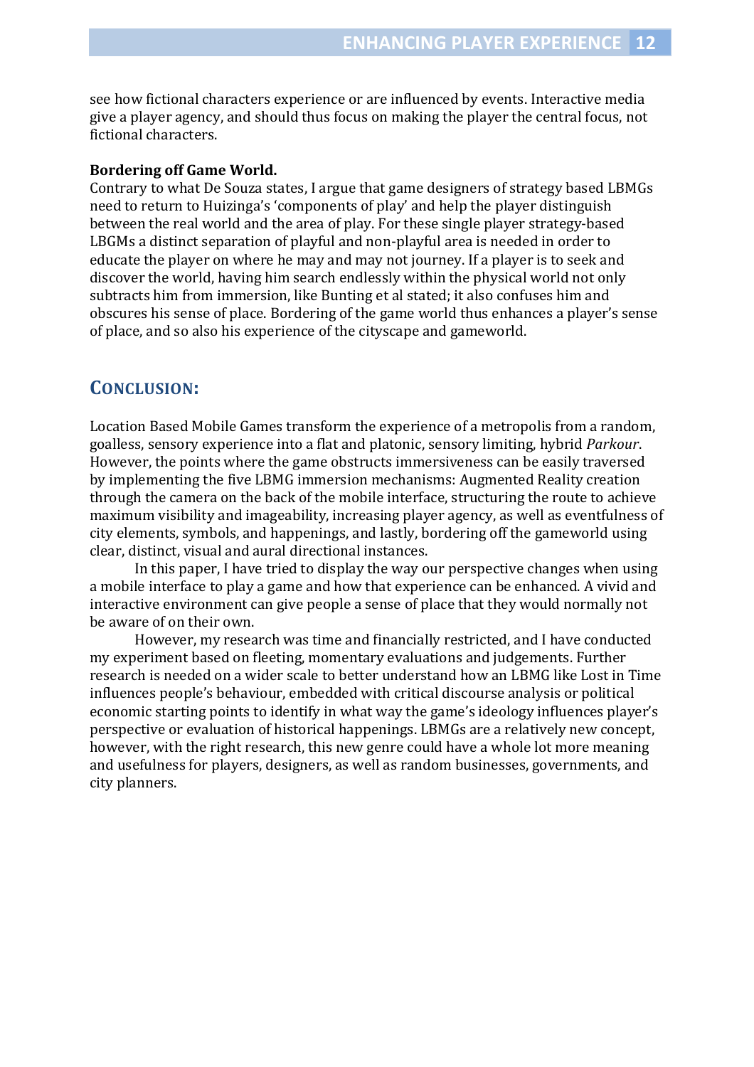see how fictional characters experience or are influenced by events. Interactive media give a player agency, and should thus focus on making the player the central focus, not fictional characters.

**Bordering off Game World.**

Contrary to what De Souza states, I argue that game designers of strategy based LBMGs need to return to Huizinga's 'components of play' and help the player distinguish between the real world and the area of play. For these single player strategy-based LBGMs a distinct separation of playful and non-playful area is needed in order to educate the player on where he may and may not journey. If a player is to seek and discover the world, having him search endlessly within the physical world not only subtracts him from immersion, like Bunting et al stated; it also confuses him and obscures his sense of place. Bordering of the game world thus enhances a player's sense of place, and so also his experience of the cityscape and gameworld.

## CONCLUSION:

Location Based Mobile Games transform the experience of a metropolis from a random, goalless, sensory experience into a flat and platonic, sensory limiting, hybrid *Parkour*. However, the points where the game obstructs immersiveness can be easily traversed by implementing the five LBMG immersion mechanisms: Augmented Reality creation through the camera on the back of the mobile interface, structuring the route to achieve maximum visibility and imageability, increasing player agency, as well as eventfulness of city elements, symbols, and happenings, and lastly, bordering off the gameworld using clear, distinct, visual and aural directional instances.

In this paper, I have tried to display the way our perspective changes when using a mobile interface to play a game and how that experience can be enhanced. A vivid and interactive environment can give people a sense of place that they would normally not be aware of on their own.

However, my research was time and financially restricted, and I have conducted my experiment based on fleeting, momentary evaluations and judgements. Further research is needed on a wider scale to better understand how an LBMG like Lost in Time influences people's behaviour, embedded with critical discourse analysis or political economic starting points to identify in what way the game's ideology influences player's perspective or evaluation of historical happenings. LBMGs are a relatively new concept, however, with the right research, this new genre could have a whole lot more meaning and usefulness for players, designers, as well as random businesses, governments, and city planners.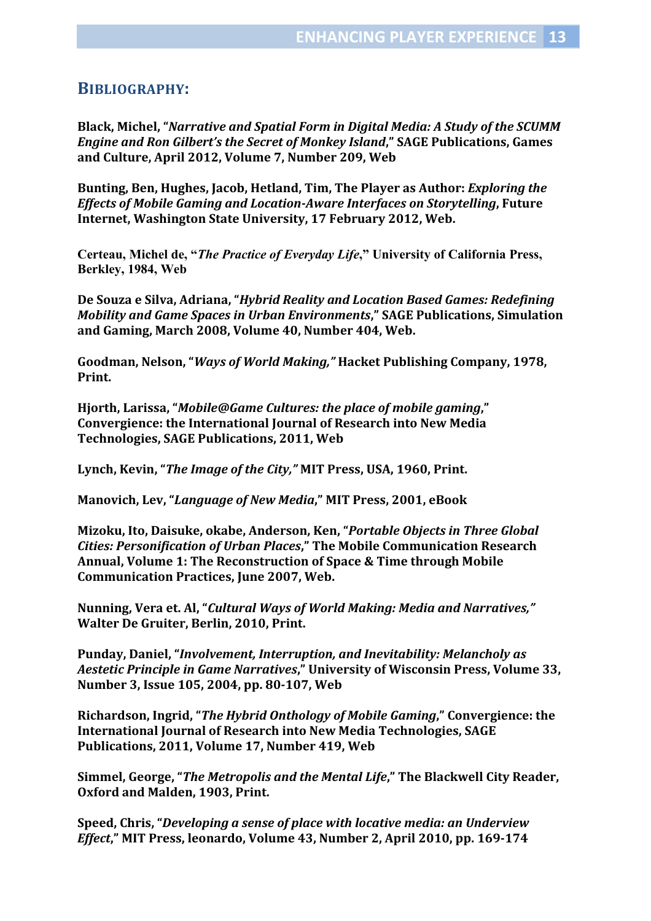## BIBLIOGRAPHY:

**Black, Michel, "*Narrative and Spatial Form in Digital Media: A Study of the SCUMM Engine and Ron Gilbert's the Secret of Monkey Island*," SAGE Publications, Games and Culture, April 2012, Volume 7, Number 209, Web**

**Bunting, Ben, Hughes, Jacob, Hetland, Tim, The Player as Author: *Exploring the Effects of Mobile Gaming and Location-Aware Interfaces on Storytelling*, Future Internet, Washington State University, 17 February 2012, Web.**

**Certeau, Michel de, "*The Practice of Everyday Life*," University of California Press, Berkley, 1984, Web**

**De Souza e Silva, Adriana, "*Hybrid Reality and Location Based Games: Redefining Mobility and Game Spaces in Urban Environments*," SAGE Publications, Simulation and Gaming, March 2008, Volume 40, Number 404, Web.**

**Goodman, Nelson, "*Ways of World Making,*" Hacket Publishing Company, 1978, Print.**

**Hjorth, Larissa, "*Mobile@Game Cultures: the place of mobile gaming*," Convergence: the International Journal of Research into New Media Technologies, SAGE Publications, 2011, Web**

**Lynch, Kevin, "*The Image of the City,*" MIT Press, USA, 1960, Print.**

**Manovich, Lev, "*Language of New Media*," MIT Press, 2001, eBook**

**Mizoku, Ito, Daisuke, okabe, Anderson, Ken, "*Portable Objects in Three Global Cities: Personification of Urban Places*," The Mobile Communication Research Annual, Volume 1: The Reconstruction of Space & Time through Mobile Communication Practices, June 2007, Web.**

**Nunning, Vera et. Al, "*Cultural Ways of World Making: Media and Narratives,*" Walter De Gruiter, Berlin, 2010, Print.**

**Punday, Daniel, "*Involvement, Interruption, and Inevitability: Melancholy as Aestetic Principle in Game Narratives*," University of Wisconsin Press, Volume 33, Number 3, Issue 105, 2004, pp. 80-107, Web**

**Richardson, Ingrid, "*The Hybrid Onthology of Mobile Gaming*," Convergence: the International Journal of Research into New Media Technologies, SAGE Publications, 2011, Volume 17, Number 419, Web**

**Simmel, George, "*The Metropolis and the Mental Life*," The Blackwell City Reader, Oxford and Malden, 1903, Print.**

**Speed, Chris, "*Developing a sense of place with locative media: an Underview Effect*," MIT Press, leonardo, Volume 43, Number 2, April 2010, pp. 169-174**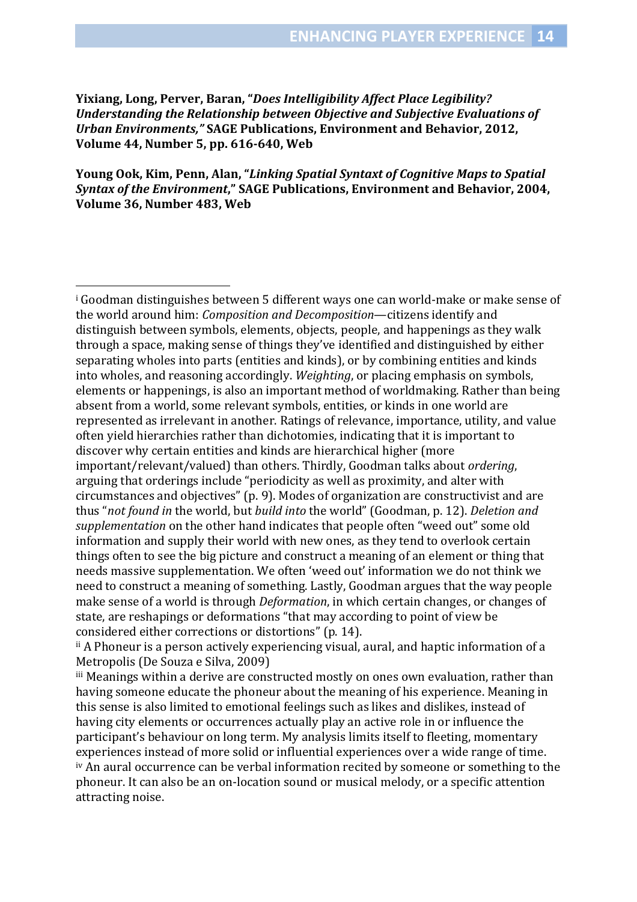**Yixiang, Long, Perver, Baran, "*Does Intelligibility Affect Place Legibility? Understanding the Relationship between Objective and Subjective Evaluations of Urban Environments,"* SAGE Publications, Environment and Behavior, 2012, Volume 44, Number 5, pp. 616-640, Web**

**Young Ook, Kim, Penn, Alan, "*Linking Spatial Syntaxt of Cognitive Maps to Spatial Syntax of the Environment*," SAGE Publications, Environment and Behavior, 2004, Volume 36, Number 483, Web**

---

[i] Goodman distinguishes between 5 different ways one can world-make or make sense of the world around him: *Composition and Decomposition*—citizens identify and distinguish between symbols, elements, objects, people, and happenings as they walk through a space, making sense of things they've identified and distinguished by either separating wholes into parts (entities and kinds), or by combining entities and kinds into wholes, and reasoning accordingly. *Weighting*, or placing emphasis on symbols, elements or happenings, is also an important method of worldmaking. Rather than being absent from a world, some relevant symbols, entities, or kinds in one world are represented as irrelevant in another. Ratings of relevance, importance, utility, and value often yield hierarchies rather than dichotomies, indicating that it is important to discover why certain entities and kinds are hierarchical higher (more important/relevant/valued) than others. Thirdly, Goodman talks about *ordering*, arguing that orderings include "periodicity as well as proximity, and alter with circumstances and objectives" (p. 9). Modes of organization are constructivist and are thus "*not found in* the world, but *build into* the world" (Goodman, p. 12). *Deletion and supplementation* on the other hand indicates that people often "weed out" some old information and supply their world with new ones, as they tend to overlook certain things often to see the big picture and construct a meaning of an element or thing that needs massive supplementation. We often 'weed out' information we do not think we need to construct a meaning of something. Lastly, Goodman argues that the way people make sense of a world is through *Deformation*, in which certain changes, or changes of state, are reshapings or deformations "that may according to point of view be considered either corrections or distortions" (p. 14).

[ii] A Phoneur is a person actively experiencing visual, aural, and haptic information of a Metropolis (De Souza e Silva, 2009)

[iii] Meanings within a derive are constructed mostly on ones own evaluation, rather than having someone educate the phoneur about the meaning of his experience. Meaning in this sense is also limited to emotional feelings such as likes and dislikes, instead of having city elements or occurrences actually play an active role in or influence the participant's behaviour on long term. My analysis limits itself to fleeting, momentary experiences instead of more solid or influential experiences over a wide range of time.

[iv] An aural occurrence can be verbal information recited by someone or something to the phoneur. It can also be an on-location sound or musical melody, or a specific attention attracting noise.